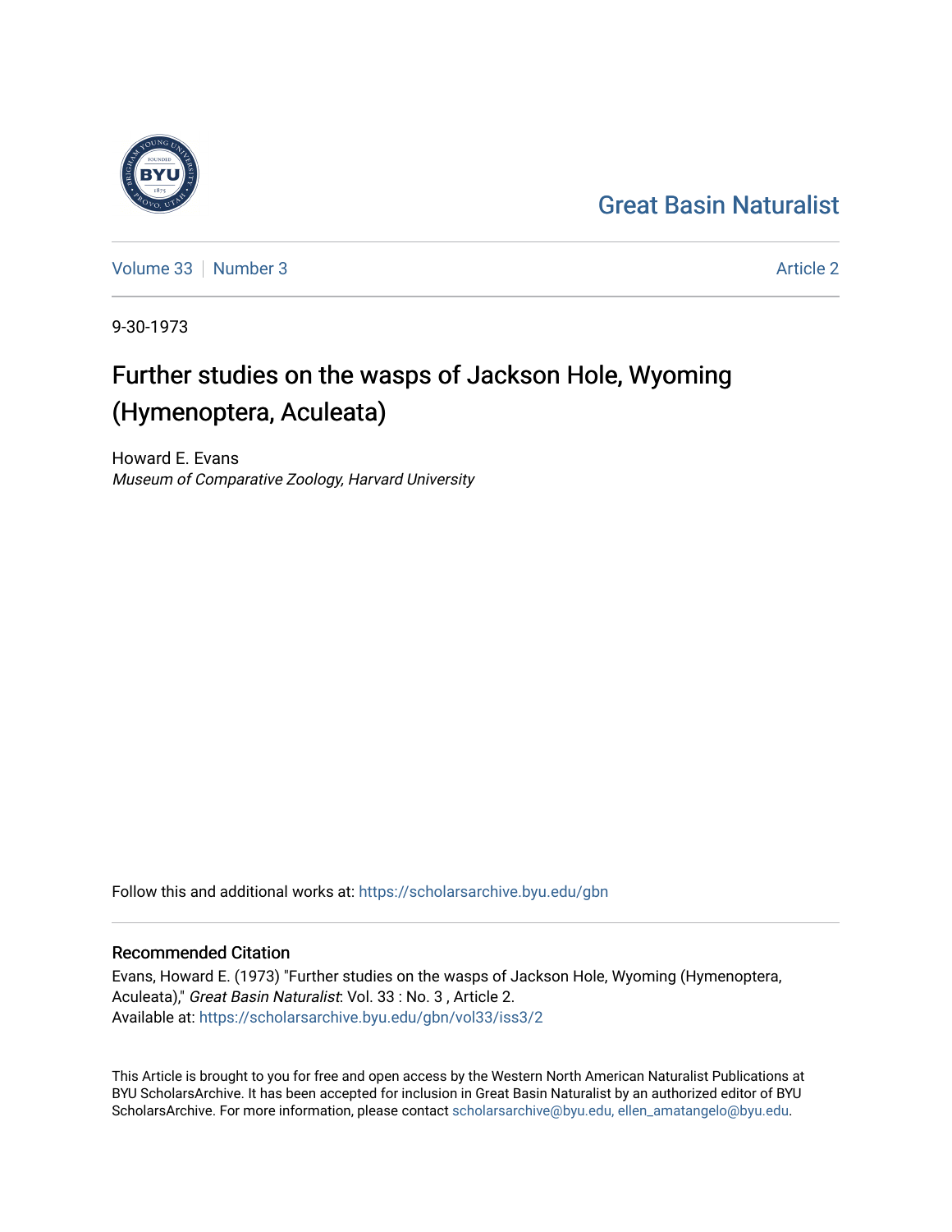Great Basin Naturalist

Volume 33 | Number 3

Article 2

9-30-1973

# Further studies on the wasps of Jackson Hole, Wyoming (Hymenoptera, Aculeata)

Howard E. Evans
*Museum of Comparative Zoology, Harvard University*

Follow this and additional works at: https://scholarsarchive.byu.edu/gbn

## Recommended Citation

Evans, Howard E. (1973) "Further studies on the wasps of Jackson Hole, Wyoming (Hymenoptera, Aculeata)," *Great Basin Naturalist*: Vol. 33 : No. 3 , Article 2.
Available at: https://scholarsarchive.byu.edu/gbn/vol33/iss3/2

This Article is brought to you for free and open access by the Western North American Naturalist Publications at BYU ScholarsArchive. It has been accepted for inclusion in Great Basin Naturalist by an authorized editor of BYU ScholarsArchive. For more information, please contact scholarsarchive@byu.edu, ellen_amatangelo@byu.edu.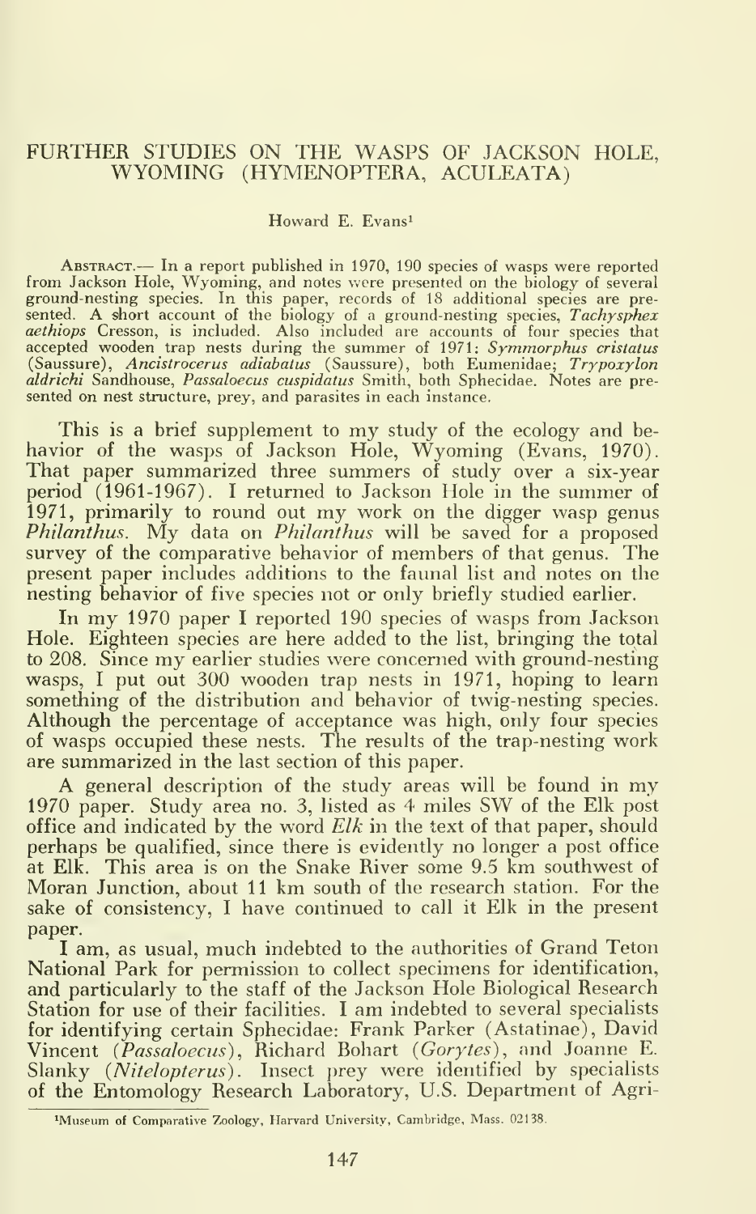# FURTHER STUDIES ON THE WASPS OF JACKSON HOLE, WYOMING (HYMENOPTERA, ACULEATA)

Howard E. Evans[1]

ABSTRACT.— In a report published in 1970, 190 species of wasps were reported from Jackson Hole, Wyoming, and notes were presented on the biology of several ground-nesting species. In this paper, records of 18 additional species are presented. A short account of the biology of a ground-nesting species, *Tachysphex aethiops* Cresson, is included. Also included are accounts of four species that accepted wooden trap nests during the summer of 1971: *Symmorphus cristatus* (Saussure), *Ancistrocerus adiabatus* (Saussure), both Eumenidae; *Trypoxylon aldrichi* Sandhouse, *Passaloecus cuspidatus* Smith, both Sphecidae. Notes are presented on nest structure, prey, and parasites in each instance.

This is a brief supplement to my study of the ecology and behavior of the wasps of Jackson Hole, Wyoming (Evans, 1970). That paper summarized three summers of study over a six-year period (1961-1967). I returned to Jackson Hole in the summer of 1971, primarily to round out my work on the digger wasp genus *Philanthus*. My data on *Philanthus* will be saved for a proposed survey of the comparative behavior of members of that genus. The present paper includes additions to the faunal list and notes on the nesting behavior of five species not or only briefly studied earlier.

In my 1970 paper I reported 190 species of wasps from Jackson Hole. Eighteen species are here added to the list, bringing the total to 208. Since my earlier studies were concerned with ground-nesting wasps, I put out 300 wooden trap nests in 1971, hoping to learn something of the distribution and behavior of twig-nesting species. Although the percentage of acceptance was high, only four species of wasps occupied these nests. The results of the trap-nesting work are summarized in the last section of this paper.

A general description of the study areas will be found in my 1970 paper. Study area no. 3, listed as 4 miles SW of the Elk post office and indicated by the word *Elk* in the text of that paper, should perhaps be qualified, since there is evidently no longer a post office at Elk. This area is on the Snake River some 9.5 km southwest of Moran Junction, about 11 km south of the research station. For the sake of consistency, I have continued to call it Elk in the present paper.

I am, as usual, much indebted to the authorities of Grand Teton National Park for permission to collect specimens for identification, and particularly to the staff of the Jackson Hole Biological Research Station for use of their facilities. I am indebted to several specialists for identifying certain Sphecidae: Frank Parker (Astatinae), David Vincent (*Passaloecus*), Richard Bohart (*Gorytes*), and Joanne E. Slanky (*Nitelopterus*). Insect prey were identified by specialists of the Entomology Research Laboratory, U.S. Department of Agri-

[1]Museum of Comparative Zoology, Harvard University, Cambridge, Mass. 02138.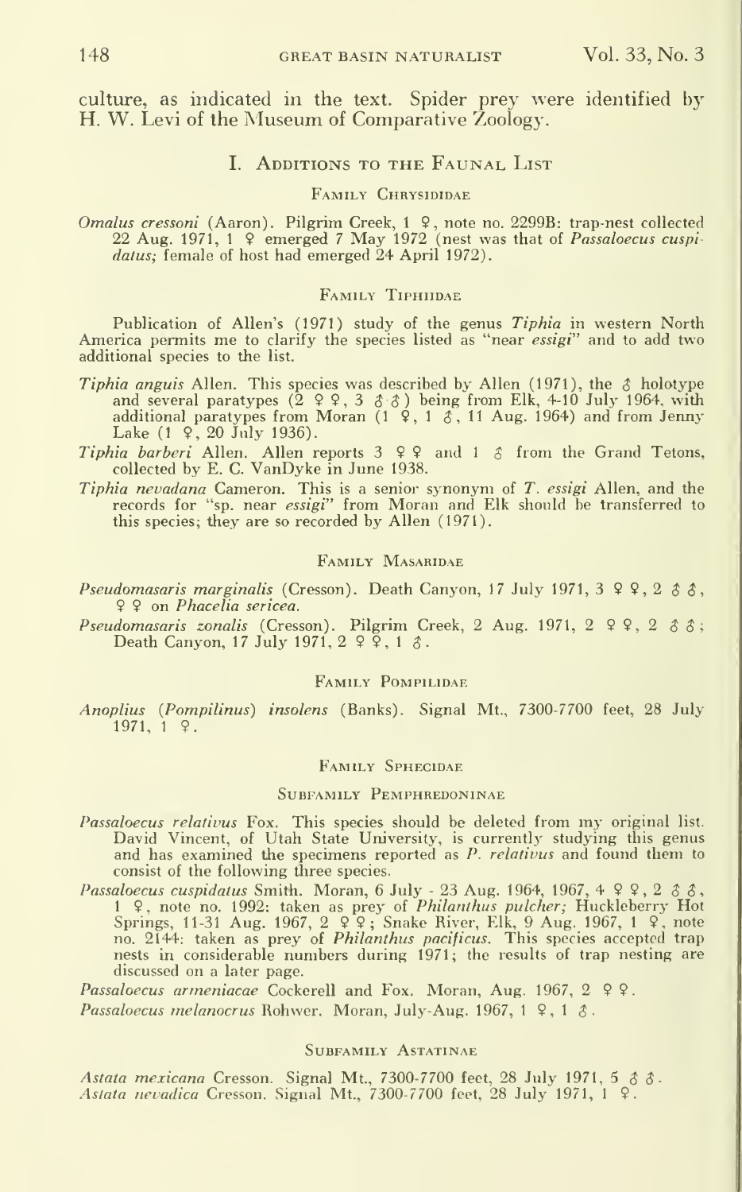culture, as indicated in the text. Spider prey were identified by H. W. Levi of the Museum of Comparative Zoology.

## I. Additions to the Faunal List

### Family Chrysididae

*Omalus cressoni* (Aaron). Pilgrim Creek, 1 ♀, note no. 2299B: trap-nest collected 22 Aug. 1971, 1 ♀ emerged 7 May 1972 (nest was that of *Passaloecus cuspidatus;* female of host had emerged 24 April 1972).

### Family Tiphiidae

Publication of Allen's (1971) study of the genus *Tiphia* in western North America permits me to clarify the species listed as "near *essigi*" and to add two additional species to the list.

*Tiphia anguis* Allen. This species was described by Allen (1971), the ♂ holotype and several paratypes (2 ♀♀, 3 ♂♂) being from Elk, 4-10 July 1964, with additional paratypes from Moran (1 ♀, 1 ♂, 11 Aug. 1964) and from Jenny Lake (1 ♀, 20 July 1936).

*Tiphia barberi* Allen. Allen reports 3 ♀♀ and 1 ♂ from the Grand Tetons, collected by E. C. VanDyke in June 1938.

*Tiphia nevadana* Cameron. This is a senior synonym of *T. essigi* Allen, and the records for "sp. near *essigi*" from Moran and Elk should be transferred to this species; they are so recorded by Allen (1971).

### Family Masaridae

*Pseudomasaris marginalis* (Cresson). Death Canyon, 17 July 1971, 3 ♀♀, 2 ♂♂, ♀♀ on *Phacelia sericea.*

*Pseudomasaris zonalis* (Cresson). Pilgrim Creek, 2 Aug. 1971, 2 ♀♀, 2 ♂♂; Death Canyon, 17 July 1971, 2 ♀♀, 1 ♂.

### Family Pompilidae

*Anoplius* (*Pompilinus*) *insolens* (Banks). Signal Mt., 7300-7700 feet, 28 July 1971, 1 ♀.

### Family Sphecidae

#### Subfamily Pemphredoninae

*Passaloecus relativus* Fox. This species should be deleted from my original list. David Vincent, of Utah State University, is currently studying this genus and has examined the specimens reported as *P. relativus* and found them to consist of the following three species.

*Passaloecus cuspidatus* Smith. Moran, 6 July - 23 Aug. 1964, 1967, 4 ♀♀, 2 ♂♂, 1 ♀, note no. 1992: taken as prey of *Philanthus pulcher;* Huckleberry Hot Springs, 11-31 Aug. 1967, 2 ♀♀; Snake River, Elk, 9 Aug. 1967, 1 ♀, note no. 2144: taken as prey of *Philanthus pacificus.* This species accepted trap nests in considerable numbers during 1971; the results of trap nesting are discussed on a later page.

*Passaloecus armeniacae* Cockerell and Fox. Moran, Aug. 1967, 2 ♀♀.

*Passaloecus melanocrus* Rohwer. Moran, July-Aug. 1967, 1 ♀, 1 ♂.

#### Subfamily Astatinae

*Astata mexicana* Cresson. Signal Mt., 7300-7700 feet, 28 July 1971, 5 ♂♂.

*Astata nevadica* Cresson. Signal Mt., 7300-7700 feet, 28 July 1971, 1 ♀.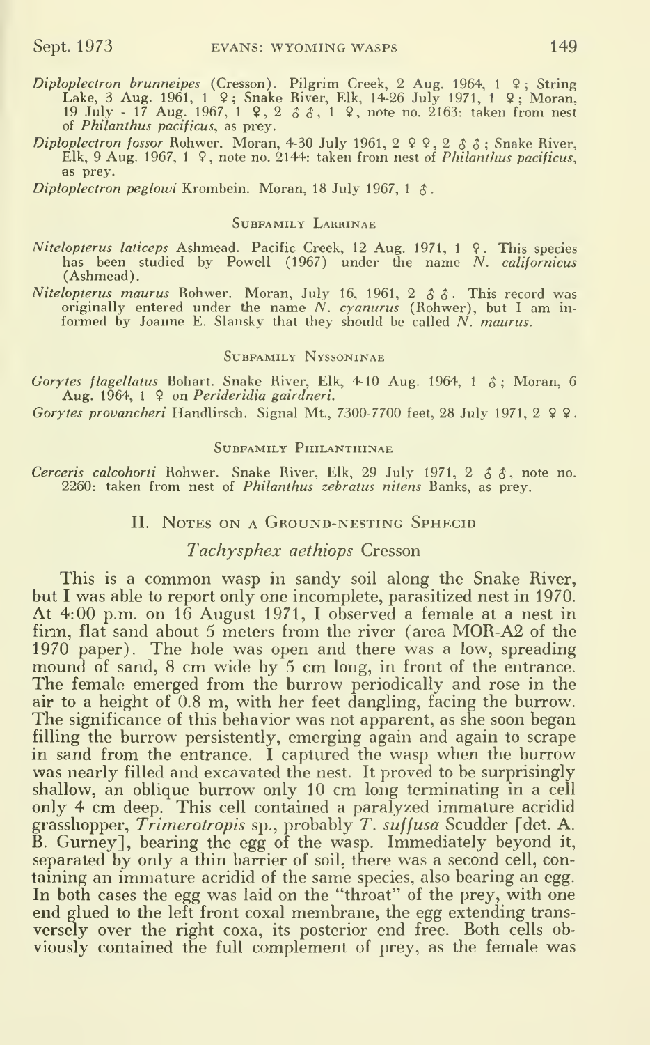*Diploplectron brunneipes* (Cresson). Pilgrim Creek, 2 Aug. 1964, 1 ♀; String Lake, 3 Aug. 1961, 1 ♀; Snake River, Elk, 14-26 July 1971, 1 ♀; Moran, 19 July - 17 Aug. 1967, 1 ♀, 2 ♂♂, 1 ♀, note no. 2163: taken from nest of *Philanthus pacificus*, as prey.

*Diploplectron fossor* Rohwer. Moran, 4-30 July 1961, 2 ♀♀, 2 ♂♂; Snake River, Elk, 9 Aug. 1967, 1 ♀, note no. 2144: taken from nest of *Philanthus pacificus*, as prey.

*Diploplectron peglowi* Krombein. Moran, 18 July 1967, 1 ♂.

### Subfamily Larrinae

*Nitelopterus laticeps* Ashmead. Pacific Creek, 12 Aug. 1971, 1 ♀. This species has been studied by Powell (1967) under the name *N. californicus* (Ashmead).

*Nitelopterus maurus* Rohwer. Moran, July 16, 1961, 2 ♂♂. This record was originally entered under the name *N. cyanurus* (Rohwer), but I am informed by Joanne E. Slansky that they should be called *N. maurus*.

### Subfamily Nyssoninae

*Gorytes flagellatus* Bohart. Snake River, Elk, 4-10 Aug. 1964, 1 ♂; Moran, 6 Aug. 1964, 1 ♀ on *Perideridia gairdneri*.

*Gorytes provancheri* Handlirsch. Signal Mt., 7300-7700 feet, 28 July 1971, 2 ♀♀.

### Subfamily Philanthinae

*Cerceris calcohorti* Rohwer. Snake River, Elk, 29 July 1971, 2 ♂♂, note no. 2260: taken from nest of *Philanthus zebratus nitens* Banks, as prey.

## II. Notes on a Ground-nesting Sphecid

### *Tachysphex aethiops* Cresson

This is a common wasp in sandy soil along the Snake River, but I was able to report only one incomplete, parasitized nest in 1970. At 4:00 p.m. on 16 August 1971, I observed a female at a nest in firm, flat sand about 5 meters from the river (area MOR-A2 of the 1970 paper). The hole was open and there was a low, spreading mound of sand, 8 cm wide by 5 cm long, in front of the entrance. The female emerged from the burrow periodically and rose in the air to a height of 0.8 m, with her feet dangling, facing the burrow. The significance of this behavior was not apparent, as she soon began filling the burrow persistently, emerging again and again to scrape in sand from the entrance. I captured the wasp when the burrow was nearly filled and excavated the nest. It proved to be surprisingly shallow, an oblique burrow only 10 cm long terminating in a cell only 4 cm deep. This cell contained a paralyzed immature acridid grasshopper, *Trimerotropis* sp., probably *T. suffusa* Scudder [det. A. B. Gurney], bearing the egg of the wasp. Immediately beyond it, separated by only a thin barrier of soil, there was a second cell, containing an immature acridid of the same species, also bearing an egg. In both cases the egg was laid on the "throat" of the prey, with one end glued to the left front coxal membrane, the egg extending transversely over the right coxa, its posterior end free. Both cells obviously contained the full complement of prey, as the female was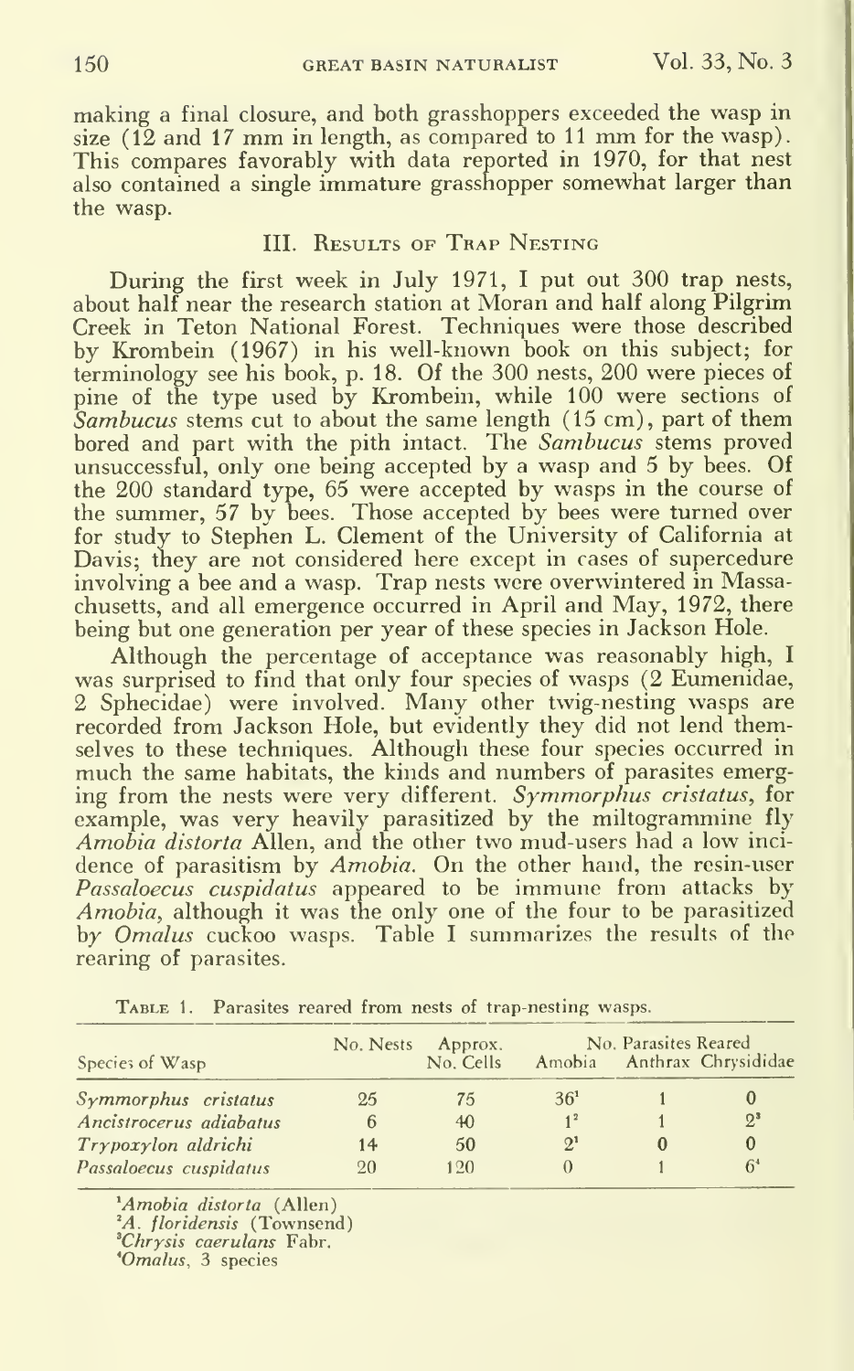making a final closure, and both grasshoppers exceeded the wasp in size (12 and 17 mm in length, as compared to 11 mm for the wasp). This compares favorably with data reported in 1970, for that nest also contained a single immature grasshopper somewhat larger than the wasp.

## III. Results of Trap Nesting

During the first week in July 1971, I put out 300 trap nests, about half near the research station at Moran and half along Pilgrim Creek in Teton National Forest. Techniques were those described by Krombein (1967) in his well-known book on this subject; for terminology see his book, p. 18. Of the 300 nests, 200 were pieces of pine of the type used by Krombein, while 100 were sections of *Sambucus* stems cut to about the same length (15 cm), part of them bored and part with the pith intact. The *Sambucus* stems proved unsuccessful, only one being accepted by a wasp and 5 by bees. Of the 200 standard type, 65 were accepted by wasps in the course of the summer, 57 by bees. Those accepted by bees were turned over for study to Stephen L. Clement of the University of California at Davis; they are not considered here except in cases of supercedure involving a bee and a wasp. Trap nests were overwintered in Massachusetts, and all emergence occurred in April and May, 1972, there being but one generation per year of these species in Jackson Hole.

Although the percentage of acceptance was reasonably high, I was surprised to find that only four species of wasps (2 Eumenidae, 2 Sphecidae) were involved. Many other twig-nesting wasps are recorded from Jackson Hole, but evidently they did not lend themselves to these techniques. Although these four species occurred in much the same habitats, the kinds and numbers of parasites emerging from the nests were very different. *Symmorphus cristatus*, for example, was very heavily parasitized by the miltogrammine fly *Amobia distorta* Allen, and the other two mud-users had a low incidence of parasitism by *Amobia*. On the other hand, the resin-user *Passaloecus cuspidatus* appeared to be immune from attacks by *Amobia*, although it was the only one of the four to be parasitized by *Omalus* cuckoo wasps. Table I summarizes the results of the rearing of parasites.

Table 1. Parasites reared from nests of trap-nesting wasps.

| Species of Wasp | No. Nests | Approx. No. Cells | No. Parasites Reared | | |
|---|---|---|---|---|---|
| | | | Amobia | Anthrax | Chrysididae |
| *Symmorphus cristatus* | 25 | 75 | 36[1] | 1 | 0 |
| *Ancistrocerus adiabatus* | 6 | 40 | 1[2] | 1 | 2[3] |
| *Trypoxylon aldrichi* | 14 | 50 | 2[1] | 0 | 0 |
| *Passaloecus cuspidatus* | 20 | 120 | 0 | 1 | 6[4] |

[1] *Amobia distorta* (Allen)
[2] *A. floridensis* (Townsend)
[3] *Chrysis caerulans* Fabr.
[4] *Omalus*, 3 species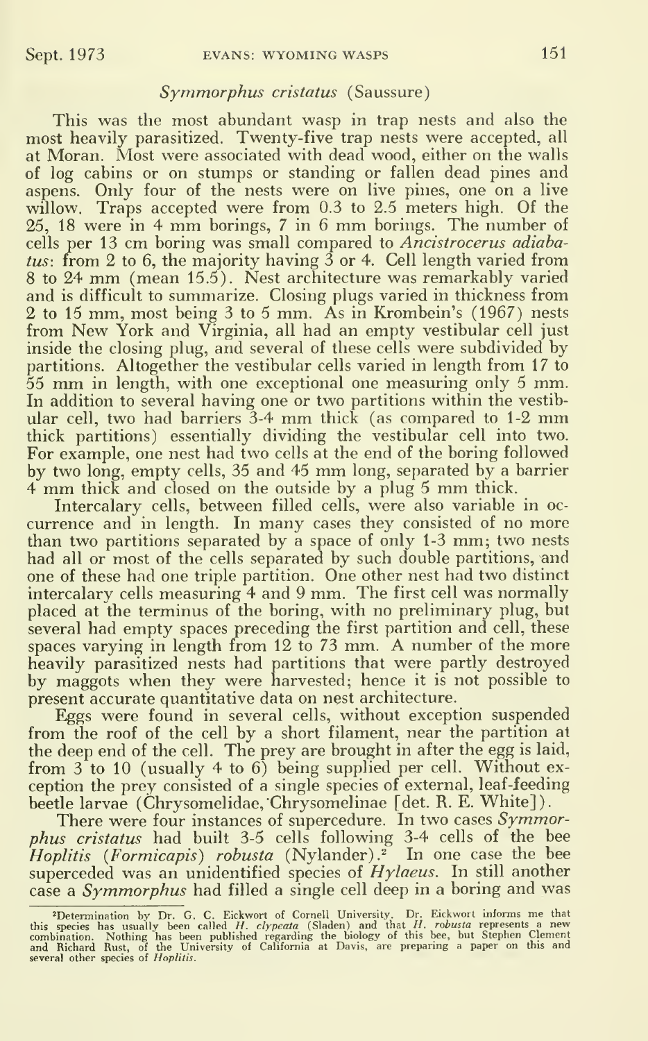### *Symmorphus cristatus* (Saussure)

This was the most abundant wasp in trap nests and also the most heavily parasitized. Twenty-five trap nests were accepted, all at Moran. Most were associated with dead wood, either on the walls of log cabins or on stumps or standing or fallen dead pines and aspens. Only four of the nests were on live pines, one on a live willow. Traps accepted were from 0.3 to 2.5 meters high. Of the 25, 18 were in 4 mm borings, 7 in 6 mm borings. The number of cells per 13 cm boring was small compared to *Ancistrocerus adiabatus*: from 2 to 6, the majority having 3 or 4. Cell length varied from 8 to 24 mm (mean 15.5). Nest architecture was remarkably varied and is difficult to summarize. Closing plugs varied in thickness from 2 to 15 mm, most being 3 to 5 mm. As in Krombein's (1967) nests from New York and Virginia, all had an empty vestibular cell just inside the closing plug, and several of these cells were subdivided by partitions. Altogether the vestibular cells varied in length from 17 to 55 mm in length, with one exceptional one measuring only 5 mm. In addition to several having one or two partitions within the vestibular cell, two had barriers 3-4 mm thick (as compared to 1-2 mm thick partitions) essentially dividing the vestibular cell into two. For example, one nest had two cells at the end of the boring followed by two long, empty cells, 35 and 45 mm long, separated by a barrier 4 mm thick and closed on the outside by a plug 5 mm thick.

Intercalary cells, between filled cells, were also variable in occurrence and in length. In many cases they consisted of no more than two partitions separated by a space of only 1-3 mm; two nests had all or most of the cells separated by such double partitions, and one of these had one triple partition. One other nest had two distinct intercalary cells measuring 4 and 9 mm. The first cell was normally placed at the terminus of the boring, with no preliminary plug, but several had empty spaces preceding the first partition and cell, these spaces varying in length from 12 to 73 mm. A number of the more heavily parasitized nests had partitions that were partly destroyed by maggots when they were harvested; hence it is not possible to present accurate quantitative data on nest architecture.

Eggs were found in several cells, without exception suspended from the roof of the cell by a short filament, near the partition at the deep end of the cell. The prey are brought in after the egg is laid, from 3 to 10 (usually 4 to 6) being supplied per cell. Without exception the prey consisted of a single species of external, leaf-feeding beetle larvae (Chrysomelidae, Chrysomelinae [det. R. E. White]).

There were four instances of supercedure. In two cases *Symmorphus cristatus* had built 3-5 cells following 3-4 cells of the bee *Hoplitis* (*Formicapis*) *robusta* (Nylander).[2] In one case the bee superceded was an unidentified species of *Hylaeus*. In still another case a *Symmorphus* had filled a single cell deep in a boring and was

---

[2]Determination by Dr. G. C. Eickwort of Cornell University. Dr. Eickwort informs me that this species has usually been called *H. clypeata* (Sladen) and that *H. robusta* represents a new combination. Nothing has been published regarding the biology of this bee, but Stephen Clement and Richard Rust, of the University of California at Davis, are preparing a paper on this and several other species of *Hoplitis*.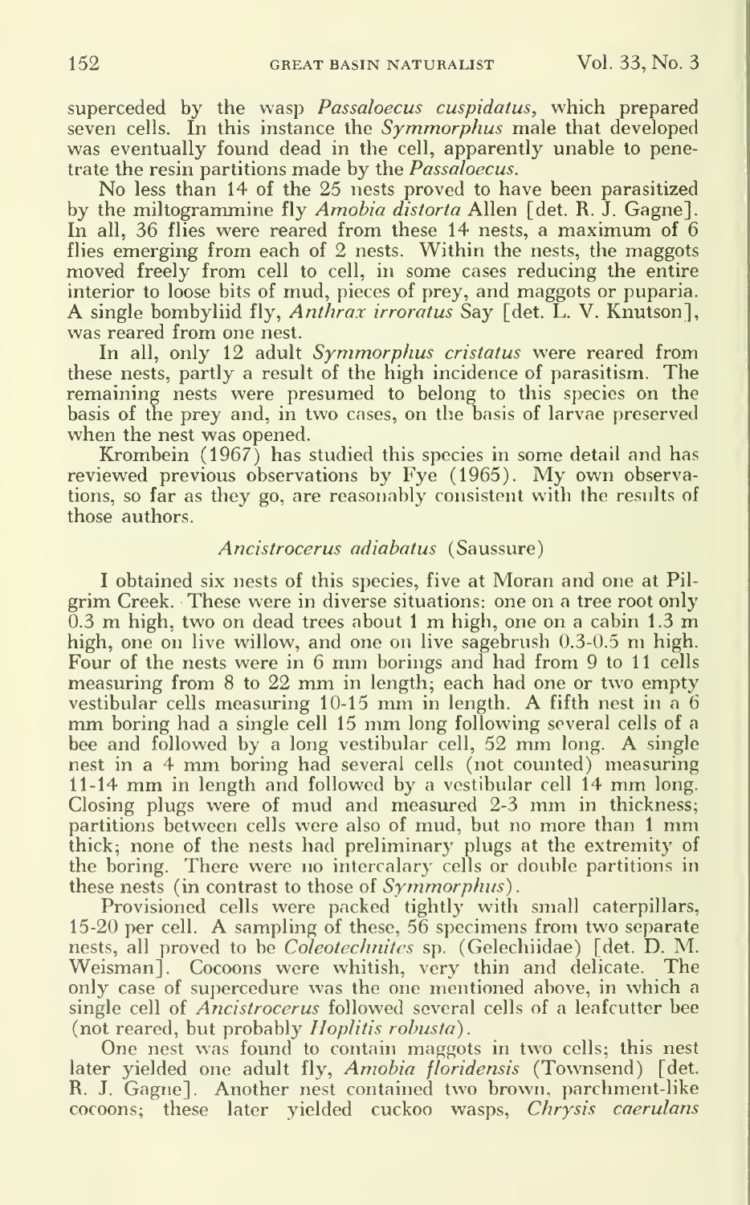superceded by the wasp *Passaloecus cuspidatus*, which prepared seven cells. In this instance the *Symmorphus* male that developed was eventually found dead in the cell, apparently unable to penetrate the resin partitions made by the *Passaloecus*.

No less than 14 of the 25 nests proved to have been parasitized by the miltogrammine fly *Amobia distorta* Allen [det. R. J. Gagne]. In all, 36 flies were reared from these 14 nests, a maximum of 6 flies emerging from each of 2 nests. Within the nests, the maggots moved freely from cell to cell, in some cases reducing the entire interior to loose bits of mud, pieces of prey, and maggots or puparia. A single bombyliid fly, *Anthrax irroratus* Say [det. L. V. Knutson], was reared from one nest.

In all, only 12 adult *Symmorphus cristatus* were reared from these nests, partly a result of the high incidence of parasitism. The remaining nests were presumed to belong to this species on the basis of the prey and, in two cases, on the basis of larvae preserved when the nest was opened.

Krombein (1967) has studied this species in some detail and has reviewed previous observations by Fye (1965). My own observations, so far as they go, are reasonably consistent with the results of those authors.

### *Ancistrocerus adiabatus* (Saussure)

I obtained six nests of this species, five at Moran and one at Pilgrim Creek. These were in diverse situations: one on a tree root only 0.3 m high, two on dead trees about 1 m high, one on a cabin 1.3 m high, one on live willow, and one on live sagebrush 0.3-0.5 m high. Four of the nests were in 6 mm borings and had from 9 to 11 cells measuring from 8 to 22 mm in length; each had one or two empty vestibular cells measuring 10-15 mm in length. A fifth nest in a 6 mm boring had a single cell 15 mm long following several cells of a bee and followed by a long vestibular cell, 52 mm long. A single nest in a 4 mm boring had several cells (not counted) measuring 11-14 mm in length and followed by a vestibular cell 14 mm long. Closing plugs were of mud and measured 2-3 mm in thickness; partitions between cells were also of mud, but no more than 1 mm thick; none of the nests had preliminary plugs at the extremity of the boring. There were no intercalary cells or double partitions in these nests (in contrast to those of *Symmorphus*).

Provisioned cells were packed tightly with small caterpillars, 15-20 per cell. A sampling of these, 56 specimens from two separate nests, all proved to be *Coleotechnites* sp. (Gelechiidae) [det. D. M. Weisman]. Cocoons were whitish, very thin and delicate. The only case of supercedure was the one mentioned above, in which a single cell of *Ancistrocerus* followed several cells of a leafcutter bee (not reared, but probably *Hoplitis robusta*).

One nest was found to contain maggots in two cells; this nest later yielded one adult fly, *Amobia floridensis* (Townsend) [det. R. J. Gagne]. Another nest contained two brown, parchment-like cocoons; these later yielded cuckoo wasps, *Chrysis caerulans*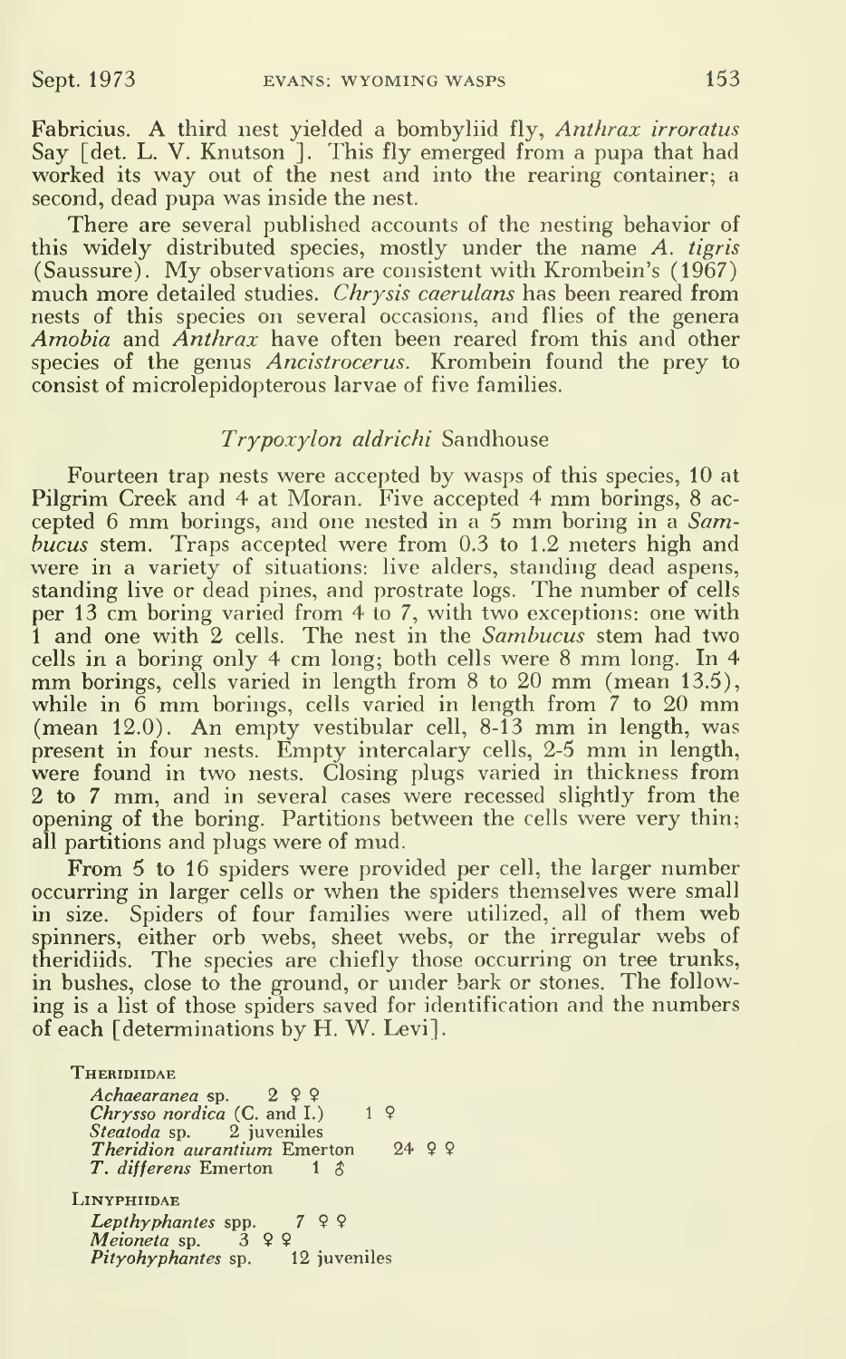Fabricius. A third nest yielded a bombyliid fly, *Anthrax irroratus* Say [det. L. V. Knutson]. This fly emerged from a pupa that had worked its way out of the nest and into the rearing container; a second, dead pupa was inside the nest.

There are several published accounts of the nesting behavior of this widely distributed species, mostly under the name *A. tigris* (Saussure). My observations are consistent with Krombein's (1967) much more detailed studies. *Chrysis caerulans* has been reared from nests of this species on several occasions, and flies of the genera *Amobia* and *Anthrax* have often been reared from this and other species of the genus *Ancistrocerus*. Krombein found the prey to consist of microlepidopterous larvae of five families.

### *Trypoxylon aldrichi* Sandhouse

Fourteen trap nests were accepted by wasps of this species, 10 at Pilgrim Creek and 4 at Moran. Five accepted 4 mm borings, 8 accepted 6 mm borings, and one nested in a 5 mm boring in a *Sambucus* stem. Traps accepted were from 0.3 to 1.2 meters high and were in a variety of situations: live alders, standing dead aspens, standing live or dead pines, and prostrate logs. The number of cells per 13 cm boring varied from 4 to 7, with two exceptions: one with 1 and one with 2 cells. The nest in the *Sambucus* stem had two cells in a boring only 4 cm long; both cells were 8 mm long. In 4 mm borings, cells varied in length from 8 to 20 mm (mean 13.5), while in 6 mm borings, cells varied in length from 7 to 20 mm (mean 12.0). An empty vestibular cell, 8-13 mm in length, was present in four nests. Empty intercalary cells, 2-5 mm in length, were found in two nests. Closing plugs varied in thickness from 2 to 7 mm, and in several cases were recessed slightly from the opening of the boring. Partitions between the cells were very thin; all partitions and plugs were of mud.

From 5 to 16 spiders were provided per cell, the larger number occurring in larger cells or when the spiders themselves were small in size. Spiders of four families were utilized, all of them web spinners, either orb webs, sheet webs, or the irregular webs of theridiids. The species are chiefly those occurring on tree trunks, in bushes, close to the ground, or under bark or stones. The following is a list of those spiders saved for identification and the numbers of each [determinations by H. W. Levi].

Theridiidae

*Achaearanea* sp. 2 ♀♀
*Chrysso nordica* (C. and I.) 1 ♀
*Steatoda* sp. 2 juveniles
*Theridion aurantium* Emerton 24 ♀♀
*T. differens* Emerton 1 ♂

Linyphiidae

*Lepthyphantes* spp. 7 ♀♀
*Meioneta* sp. 3 ♀♀
*Pityohyphantes* sp. 12 juveniles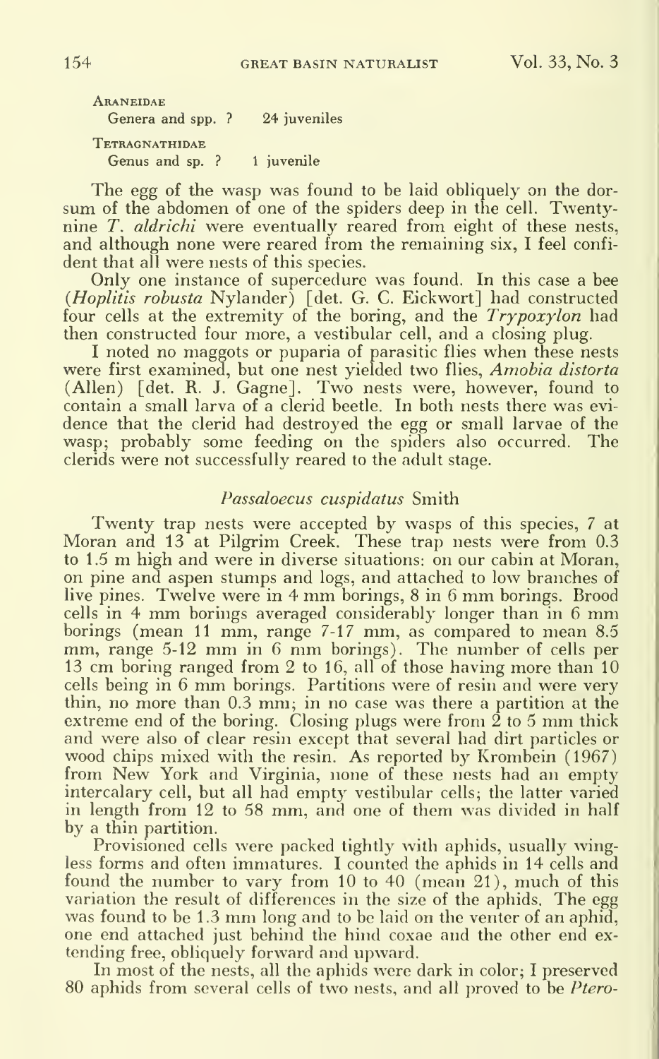Araneidae
  Genera and spp. ?   24 juveniles

Tetragnathidae
  Genus and sp. ?   1 juvenile

The egg of the wasp was found to be laid obliquely on the dorsum of the abdomen of one of the spiders deep in the cell. Twenty-nine *T. aldrichi* were eventually reared from eight of these nests, and although none were reared from the remaining six, I feel confident that all were nests of this species.

Only one instance of supercedure was found. In this case a bee (*Hoplitis robusta* Nylander) [det. G. C. Eickwort] had constructed four cells at the extremity of the boring, and the *Trypoxylon* had then constructed four more, a vestibular cell, and a closing plug.

I noted no maggots or puparia of parasitic flies when these nests were first examined, but one nest yielded two flies, *Amobia distorta* (Allen) [det. R. J. Gagne]. Two nests were, however, found to contain a small larva of a clerid beetle. In both nests there was evidence that the clerid had destroyed the egg or small larvae of the wasp; probably some feeding on the spiders also occurred. The clerids were not successfully reared to the adult stage.

### *Passaloecus cuspidatus* Smith

Twenty trap nests were accepted by wasps of this species, 7 at Moran and 13 at Pilgrim Creek. These trap nests were from 0.3 to 1.5 m high and were in diverse situations: on our cabin at Moran, on pine and aspen stumps and logs, and attached to low branches of live pines. Twelve were in 4 mm borings, 8 in 6 mm borings. Brood cells in 4 mm borings averaged considerably longer than in 6 mm borings (mean 11 mm, range 7-17 mm, as compared to mean 8.5 mm, range 5-12 mm in 6 mm borings). The number of cells per 13 cm boring ranged from 2 to 16, all of those having more than 10 cells being in 6 mm borings. Partitions were of resin and were very thin, no more than 0.3 mm; in no case was there a partition at the extreme end of the boring. Closing plugs were from 2 to 5 mm thick and were also of clear resin except that several had dirt particles or wood chips mixed with the resin. As reported by Krombein (1967) from New York and Virginia, none of these nests had an empty intercalary cell, but all had empty vestibular cells; the latter varied in length from 12 to 58 mm, and one of them was divided in half by a thin partition.

Provisioned cells were packed tightly with aphids, usually wingless forms and often immatures. I counted the aphids in 14 cells and found the number to vary from 10 to 40 (mean 21), much of this variation the result of differences in the size of the aphids. The egg was found to be 1.3 mm long and to be laid on the venter of an aphid, one end attached just behind the hind coxae and the other end extending free, obliquely forward and upward.

In most of the nests, all the aphids were dark in color; I preserved 80 aphids from several cells of two nests, and all proved to be *Ptero-*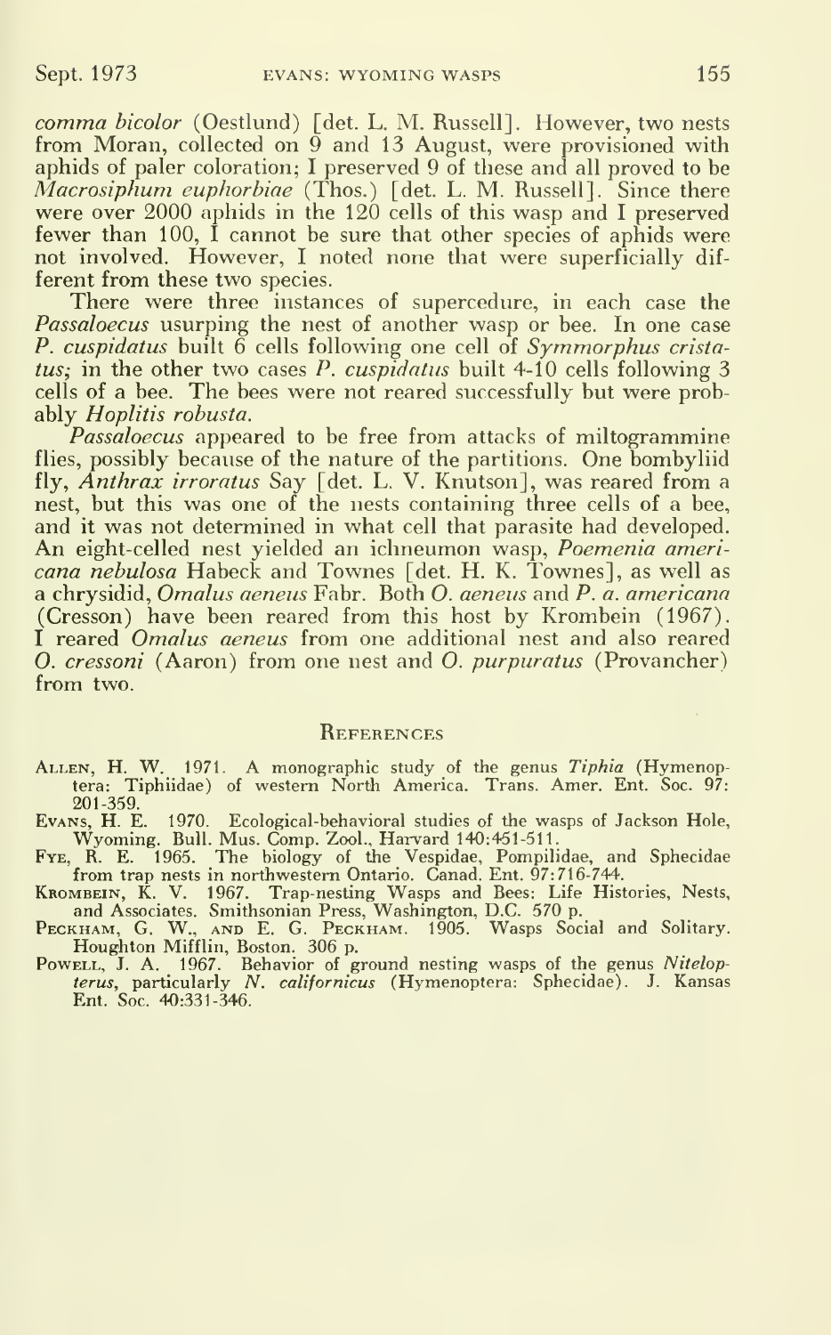*comma bicolor* (Oestlund) [det. L. M. Russell]. However, two nests from Moran, collected on 9 and 13 August, were provisioned with aphids of paler coloration; I preserved 9 of these and all proved to be *Macrosiphum euphorbiae* (Thos.) [det. L. M. Russell]. Since there were over 2000 aphids in the 120 cells of this wasp and I preserved fewer than 100, I cannot be sure that other species of aphids were not involved. However, I noted none that were superficially different from these two species.

There were three instances of supercedure, in each case the *Passaloecus* usurping the nest of another wasp or bee. In one case *P. cuspidatus* built 6 cells following one cell of *Symmorphus cristatus;* in the other two cases *P. cuspidatus* built 4-10 cells following 3 cells of a bee. The bees were not reared successfully but were probably *Hoplitis robusta.*

*Passaloecus* appeared to be free from attacks of miltogrammine flies, possibly because of the nature of the partitions. One bombyliid fly, *Anthrax irroratus* Say [det. L. V. Knutson], was reared from a nest, but this was one of the nests containing three cells of a bee, and it was not determined in what cell that parasite had developed. An eight-celled nest yielded an ichneumon wasp, *Poemenia americana nebulosa* Habeck and Townes [det. H. K. Townes], as well as a chrysidid, *Omalus aeneus* Fabr. Both *O. aeneus* and *P. a. americana* (Cresson) have been reared from this host by Krombein (1967). I reared *Omalus aeneus* from one additional nest and also reared *O. cressoni* (Aaron) from one nest and *O. purpuratus* (Provancher) from two.

## References

Allen, H. W. 1971. A monographic study of the genus *Tiphia* (Hymenoptera: Tiphiidae) of western North America. Trans. Amer. Ent. Soc. 97: 201-359.

Evans, H. E. 1970. Ecological-behavioral studies of the wasps of Jackson Hole, Wyoming. Bull. Mus. Comp. Zool., Harvard 140:451-511.

Fye, R. E. 1965. The biology of the Vespidae, Pompilidae, and Sphecidae from trap nests in northwestern Ontario. Canad. Ent. 97:716-744.

Krombein, K. V. 1967. Trap-nesting Wasps and Bees: Life Histories, Nests, and Associates. Smithsonian Press, Washington, D.C. 570 p.

Peckham, G. W., and E. G. Peckham. 1905. Wasps Social and Solitary. Houghton Mifflin, Boston. 306 p.

Powell, J. A. 1967. Behavior of ground nesting wasps of the genus *Nitelopterus*, particularly *N. californicus* (Hymenoptera: Sphecidae). J. Kansas Ent. Soc. 40:331-346.